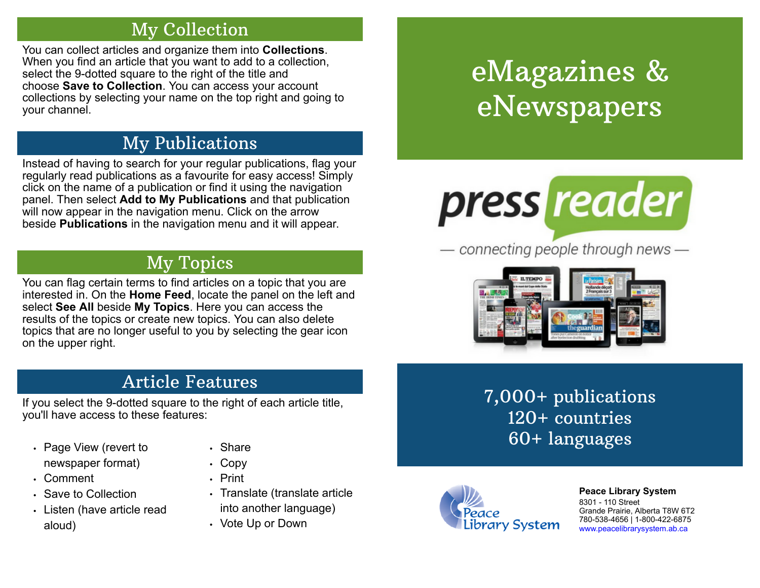## My Collection

You can collect articles and organize them into **Collections**. When you find an article that you want to add to a collection, select the 9-dotted square to the right of the title and choose **Save to Collection**. You can access your account collections by selecting your name on the top right and going to your channel.

## My Publications

Instead of having to search for your regular publications, flag your regularly read publications as a favourite for easy access! Simply click on the name of a publication or find it using the navigation panel. Then select **Add to My Publications** and that publication will now appear in the navigation menu. Click on the arrow beside **Publications** in the navigation menu and it will appear.

## My Topics

You can flag certain terms to find articles on a topic that you are interested in. On the **Home Feed**, locate the panel on the left and select **See All** beside **My Topics**. Here you can access the results of the topics or create new topics. You can also delete topics that are no longer useful to you by selecting the gear icon on the upper right.

## Article Features

If you select the 9-dotted square to the right of each article title, you'll have access to these features:

- Page View (revert to newspaper format)
- Comment
- Save to Collection
- Listen (have article read aloud)
- Share
- Copy
- Print
- Translate (translate article into another language)
- Vote Up or Down

# eMagazines & eNewspapers

press reader

— connecting people through news —

7,000+ publications
120+ countries
60+ languages

**Peace Library System**
8301 - 110 Street
Grande Prairie, Alberta T8W 6T2
780-538-4656 | 1-800-422-6875
www.peacelibrarysystem.ab.ca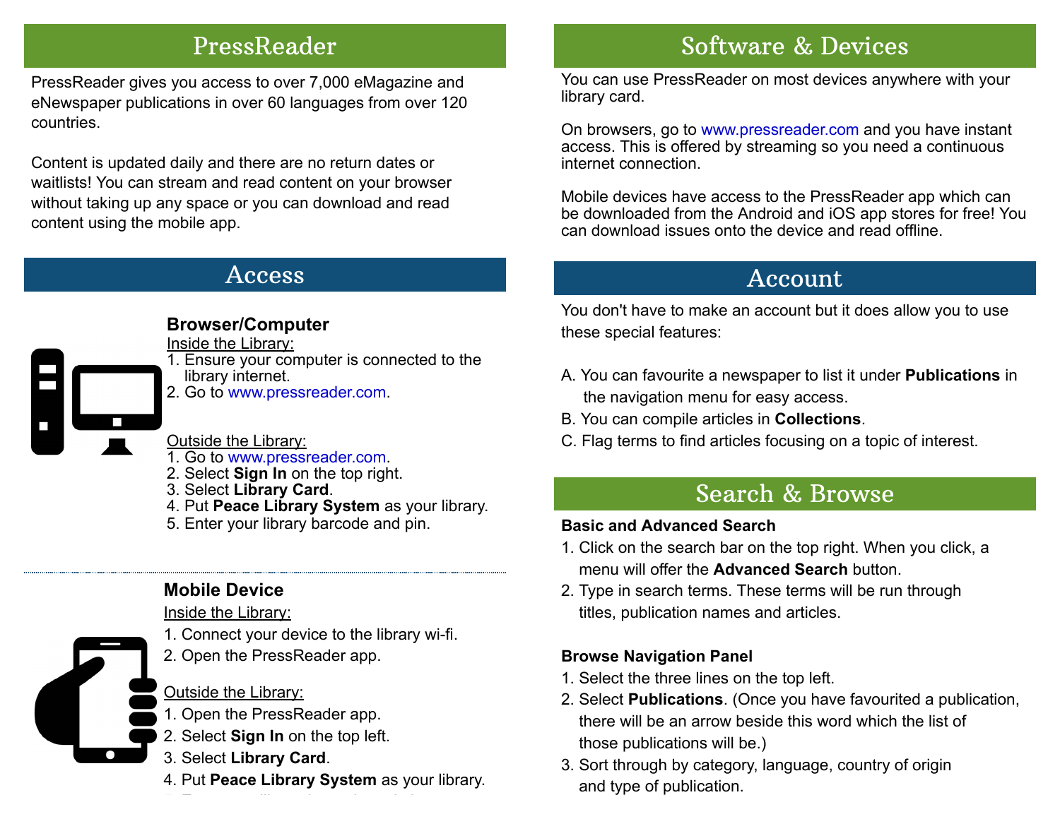## PressReader

PressReader gives you access to over 7,000 eMagazine and eNewspaper publications in over 60 languages from over 120 countries.

Content is updated daily and there are no return dates or waitlists! You can stream and read content on your browser without taking up any space or you can download and read content using the mobile app.

## Access

### Browser/Computer

Inside the Library:

1. Ensure your computer is connected to the library internet.
2. Go to www.pressreader.com.

Outside the Library:

1. Go to www.pressreader.com.
2. Select **Sign In** on the top right.
3. Select **Library Card**.
4. Put **Peace Library System** as your library.
5. Enter your library barcode and pin.

### Mobile Device

Inside the Library:

1. Connect your device to the library wi-fi.
2. Open the PressReader app.

Outside the Library:

1. Open the PressReader app.
2. Select **Sign In** on the top left.
3. Select **Library Card**.
4. Put **Peace Library System** as your library.

## Software & Devices

You can use PressReader on most devices anywhere with your library card.

On browsers, go to www.pressreader.com and you have instant access. This is offered by streaming so you need a continuous internet connection.

Mobile devices have access to the PressReader app which can be downloaded from the Android and iOS app stores for free! You can download issues onto the device and read offline.

## Account

You don't have to make an account but it does allow you to use these special features:

A. You can favourite a newspaper to list it under **Publications** in the navigation menu for easy access.
B. You can compile articles in **Collections**.
C. Flag terms to find articles focusing on a topic of interest.

## Search & Browse

**Basic and Advanced Search**

1. Click on the search bar on the top right. When you click, a menu will offer the **Advanced Search** button.
2. Type in search terms. These terms will be run through titles, publication names and articles.

**Browse Navigation Panel**

1. Select the three lines on the top left.
2. Select **Publications**. (Once you have favourited a publication, there will be an arrow beside this word which the list of those publications will be.)
3. Sort through by category, language, country of origin and type of publication.